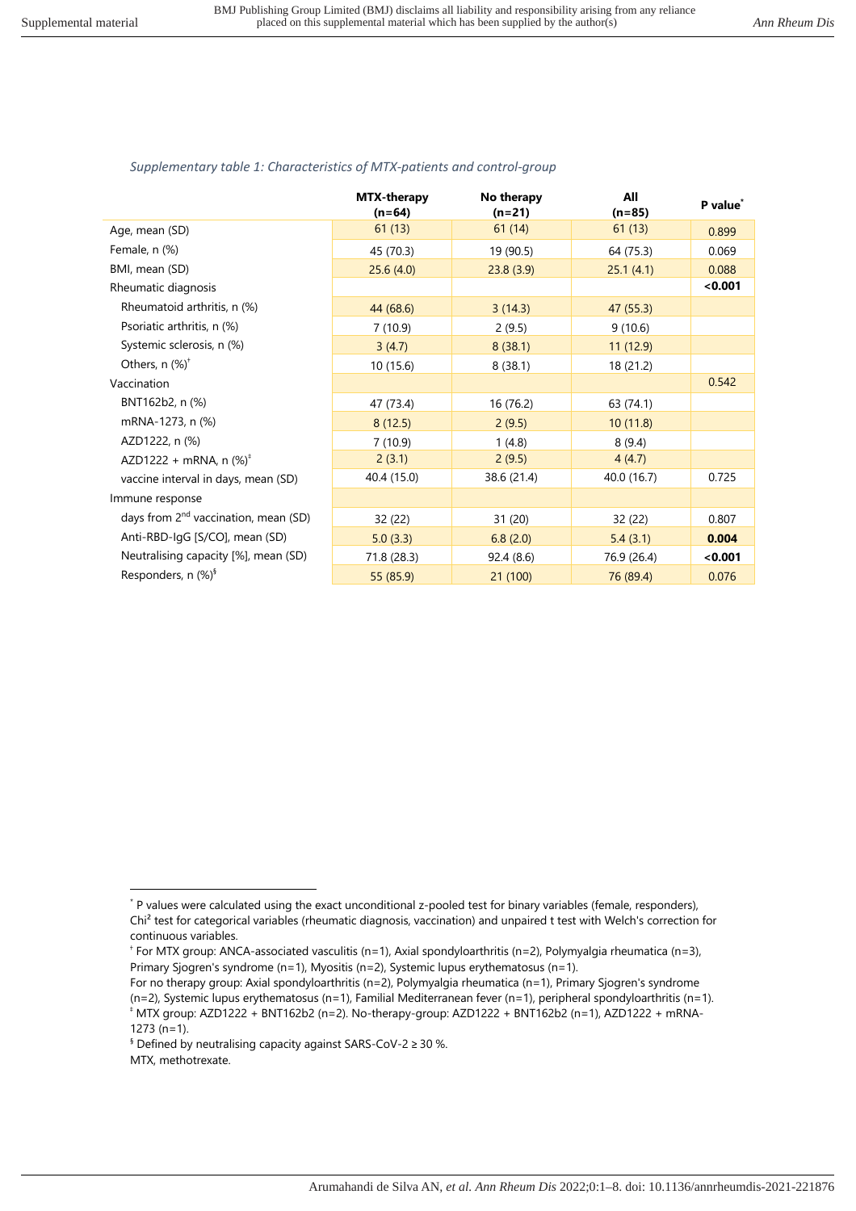*Supplementary table 1: Characteristics of MTX-patients and control-group*

| | MTX-therapy (n=64) | No therapy (n=21) | All (n=85) | P value[*] |
|---|---|---|---|---|
| Age, mean (SD) | 61 (13) | 61 (14) | 61 (13) | 0.899 |
| Female, n (%) | 45 (70.3) | 19 (90.5) | 64 (75.3) | 0.069 |
| BMI, mean (SD) | 25.6 (4.0) | 23.8 (3.9) | 25.1 (4.1) | 0.088 |
| Rheumatic diagnosis | | | | **<0.001** |
| Rheumatoid arthritis, n (%) | 44 (68.6) | 3 (14.3) | 47 (55.3) | |
| Psoriatic arthritis, n (%) | 7 (10.9) | 2 (9.5) | 9 (10.6) | |
| Systemic sclerosis, n (%) | 3 (4.7) | 8 (38.1) | 11 (12.9) | |
| Others, n (%)[†] | 10 (15.6) | 8 (38.1) | 18 (21.2) | |
| Vaccination | | | | 0.542 |
| BNT162b2, n (%) | 47 (73.4) | 16 (76.2) | 63 (74.1) | |
| mRNA-1273, n (%) | 8 (12.5) | 2 (9.5) | 10 (11.8) | |
| AZD1222, n (%) | 7 (10.9) | 1 (4.8) | 8 (9.4) | |
| AZD1222 + mRNA, n (%)[‡] | 2 (3.1) | 2 (9.5) | 4 (4.7) | |
| vaccine interval in days, mean (SD) | 40.4 (15.0) | 38.6 (21.4) | 40.0 (16.7) | 0.725 |
| Immune response | | | | |
| days from 2nd vaccination, mean (SD) | 32 (22) | 31 (20) | 32 (22) | 0.807 |
| Anti-RBD-IgG [S/CO], mean (SD) | 5.0 (3.3) | 6.8 (2.0) | 5.4 (3.1) | **0.004** |
| Neutralising capacity [%], mean (SD) | 71.8 (28.3) | 92.4 (8.6) | 76.9 (26.4) | **<0.001** |
| Responders, n (%)[§] | 55 (85.9) | 21 (100) | 76 (89.4) | 0.076 |

[*] P values were calculated using the exact unconditional z-pooled test for binary variables (female, responders), Chi² test for categorical variables (rheumatic diagnosis, vaccination) and unpaired t test with Welch's correction for continuous variables.

[†] For MTX group: ANCA-associated vasculitis (n=1), Axial spondyloarthritis (n=2), Polymyalgia rheumatica (n=3), Primary Sjogren's syndrome (n=1), Myositis (n=2), Systemic lupus erythematosus (n=1).
For no therapy group: Axial spondyloarthritis (n=2), Polymyalgia rheumatica (n=1), Primary Sjogren's syndrome (n=2), Systemic lupus erythematosus (n=1), Familial Mediterranean fever (n=1), peripheral spondyloarthritis (n=1).

[‡] MTX group: AZD1222 + BNT162b2 (n=2). No-therapy-group: AZD1222 + BNT162b2 (n=1), AZD1222 + mRNA-1273 (n=1).

[§] Defined by neutralising capacity against SARS-CoV-2 ≥ 30 %.

MTX, methotrexate.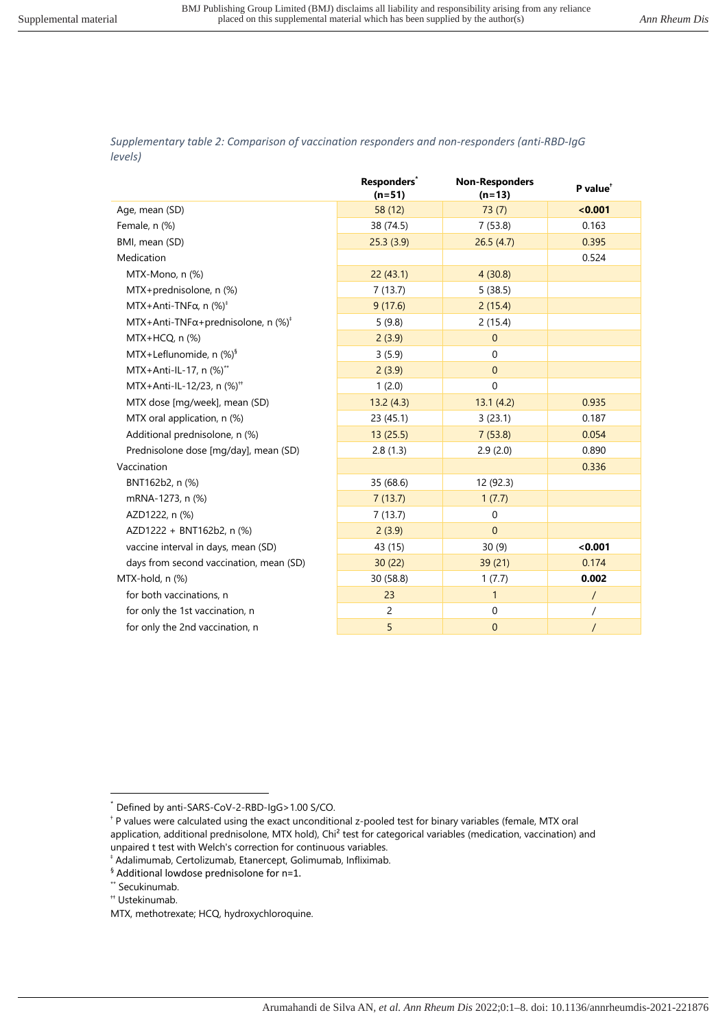*Supplementary table 2: Comparison of vaccination responders and non-responders (anti-RBD-IgG levels)*

| | **Responders[*] (n=51)** | **Non-Responders (n=13)** | **P value[†]** |
|---|---|---|---|
| Age, mean (SD) | 58 (12) | 73 (7) | **<0.001** |
| Female, n (%) | 38 (74.5) | 7 (53.8) | 0.163 |
| BMI, mean (SD) | 25.3 (3.9) | 26.5 (4.7) | 0.395 |
| Medication | | | 0.524 |
| MTX-Mono, n (%) | 22 (43.1) | 4 (30.8) | |
| MTX+prednisolone, n (%) | 7 (13.7) | 5 (38.5) | |
| MTX+Anti-TNFα, n (%)[‡] | 9 (17.6) | 2 (15.4) | |
| MTX+Anti-TNFα+prednisolone, n (%)[‡] | 5 (9.8) | 2 (15.4) | |
| MTX+HCQ, n (%) | 2 (3.9) | 0 | |
| MTX+Leflunomide, n (%)[§] | 3 (5.9) | 0 | |
| MTX+Anti-IL-17, n (%)[**] | 2 (3.9) | 0 | |
| MTX+Anti-IL-12/23, n (%)[††] | 1 (2.0) | 0 | |
| MTX dose [mg/week], mean (SD) | 13.2 (4.3) | 13.1 (4.2) | 0.935 |
| MTX oral application, n (%) | 23 (45.1) | 3 (23.1) | 0.187 |
| Additional prednisolone, n (%) | 13 (25.5) | 7 (53.8) | 0.054 |
| Prednisolone dose [mg/day], mean (SD) | 2.8 (1.3) | 2.9 (2.0) | 0.890 |
| Vaccination | | | 0.336 |
| BNT162b2, n (%) | 35 (68.6) | 12 (92.3) | |
| mRNA-1273, n (%) | 7 (13.7) | 1 (7.7) | |
| AZD1222, n (%) | 7 (13.7) | 0 | |
| AZD1222 + BNT162b2, n (%) | 2 (3.9) | 0 | |
| vaccine interval in days, mean (SD) | 43 (15) | 30 (9) | **<0.001** |
| days from second vaccination, mean (SD) | 30 (22) | 39 (21) | 0.174 |
| MTX-hold, n (%) | 30 (58.8) | 1 (7.7) | **0.002** |
| for both vaccinations, n | 23 | 1 | / |
| for only the 1st vaccination, n | 2 | 0 | / |
| for only the 2nd vaccination, n | 5 | 0 | / |

[*] Defined by anti-SARS-CoV-2-RBD-IgG>1.00 S/CO.

[†] P values were calculated using the exact unconditional z-pooled test for binary variables (female, MTX oral application, additional prednisolone, MTX hold), Chi² test for categorical variables (medication, vaccination) and unpaired t test with Welch's correction for continuous variables.

[‡] Adalimumab, Certolizumab, Etanercept, Golimumab, Infliximab.

[§] Additional lowdose prednisolone for n=1.

[**] Secukinumab.

[††] Ustekinumab.

MTX, methotrexate; HCQ, hydroxychloroquine.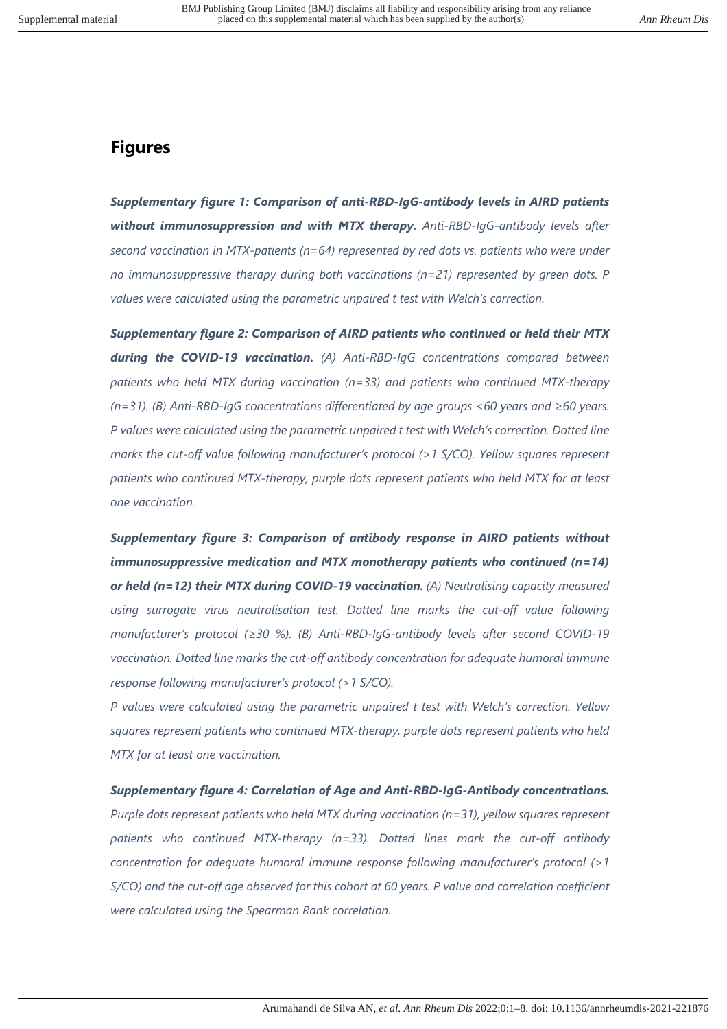# Figures

***Supplementary figure 1: Comparison of anti-RBD-IgG-antibody levels in AIRD patients without immunosuppression and with MTX therapy.*** *Anti-RBD-IgG-antibody levels after second vaccination in MTX-patients (n=64) represented by red dots vs. patients who were under no immunosuppressive therapy during both vaccinations (n=21) represented by green dots. P values were calculated using the parametric unpaired t test with Welch's correction.*

***Supplementary figure 2: Comparison of AIRD patients who continued or held their MTX during the COVID-19 vaccination.*** *(A) Anti-RBD-IgG concentrations compared between patients who held MTX during vaccination (n=33) and patients who continued MTX-therapy (n=31). (B) Anti-RBD-IgG concentrations differentiated by age groups <60 years and ≥60 years. P values were calculated using the parametric unpaired t test with Welch's correction. Dotted line marks the cut-off value following manufacturer's protocol (>1 S/CO). Yellow squares represent patients who continued MTX-therapy, purple dots represent patients who held MTX for at least one vaccination.*

***Supplementary figure 3: Comparison of antibody response in AIRD patients without immunosuppressive medication and MTX monotherapy patients who continued (n=14) or held (n=12) their MTX during COVID-19 vaccination.*** *(A) Neutralising capacity measured using surrogate virus neutralisation test. Dotted line marks the cut-off value following manufacturer's protocol (≥30 %). (B) Anti-RBD-IgG-antibody levels after second COVID-19 vaccination. Dotted line marks the cut-off antibody concentration for adequate humoral immune response following manufacturer's protocol (>1 S/CO).*

*P values were calculated using the parametric unpaired t test with Welch's correction. Yellow squares represent patients who continued MTX-therapy, purple dots represent patients who held MTX for at least one vaccination.*

***Supplementary figure 4: Correlation of Age and Anti-RBD-IgG-Antibody concentrations.*** *Purple dots represent patients who held MTX during vaccination (n=31), yellow squares represent patients who continued MTX-therapy (n=33). Dotted lines mark the cut-off antibody concentration for adequate humoral immune response following manufacturer's protocol (>1 S/CO) and the cut-off age observed for this cohort at 60 years. P value and correlation coefficient were calculated using the Spearman Rank correlation.*